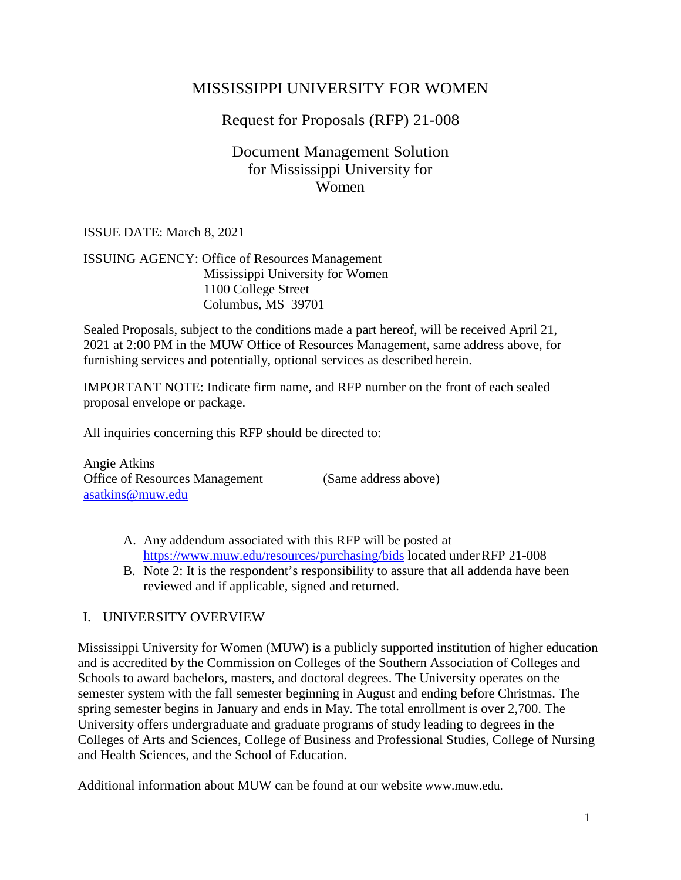# MISSISSIPPI UNIVERSITY FOR WOMEN

## Request for Proposals (RFP) 21-008

## Document Management Solution for Mississippi University for Women

ISSUE DATE: March 8, 2021

ISSUING AGENCY: Office of Resources Management
Mississippi University for Women
1100 College Street
Columbus, MS 39701

Sealed Proposals, subject to the conditions made a part hereof, will be received April 21, 2021 at 2:00 PM in the MUW Office of Resources Management, same address above, for furnishing services and potentially, optional services as described herein.

IMPORTANT NOTE: Indicate firm name, and RFP number on the front of each sealed proposal envelope or package.

All inquiries concerning this RFP should be directed to:

Angie Atkins
Office of Resources Management (Same address above)
asatkins@muw.edu

A. Any addendum associated with this RFP will be posted at https://www.muw.edu/resources/purchasing/bids located under RFP 21-008
B. Note 2: It is the respondent's responsibility to assure that all addenda have been reviewed and if applicable, signed and returned.

## I. UNIVERSITY OVERVIEW

Mississippi University for Women (MUW) is a publicly supported institution of higher education and is accredited by the Commission on Colleges of the Southern Association of Colleges and Schools to award bachelors, masters, and doctoral degrees. The University operates on the semester system with the fall semester beginning in August and ending before Christmas. The spring semester begins in January and ends in May. The total enrollment is over 2,700. The University offers undergraduate and graduate programs of study leading to degrees in the Colleges of Arts and Sciences, College of Business and Professional Studies, College of Nursing and Health Sciences, and the School of Education.

Additional information about MUW can be found at our website www.muw.edu.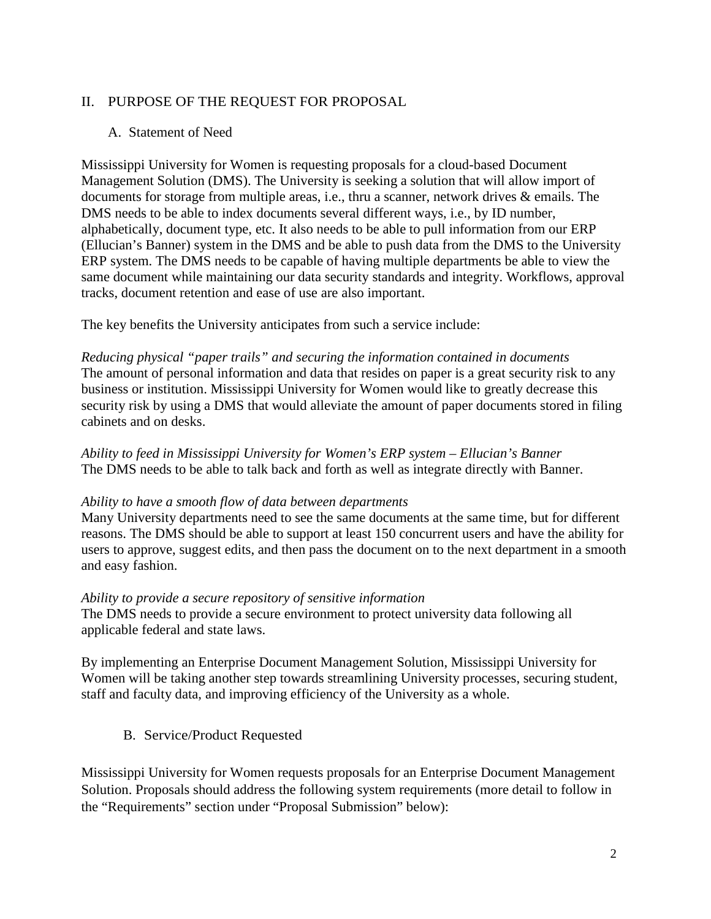## II. PURPOSE OF THE REQUEST FOR PROPOSAL

### A. Statement of Need

Mississippi University for Women is requesting proposals for a cloud-based Document Management Solution (DMS). The University is seeking a solution that will allow import of documents for storage from multiple areas, i.e., thru a scanner, network drives & emails. The DMS needs to be able to index documents several different ways, i.e., by ID number, alphabetically, document type, etc. It also needs to be able to pull information from our ERP (Ellucian's Banner) system in the DMS and be able to push data from the DMS to the University ERP system. The DMS needs to be capable of having multiple departments be able to view the same document while maintaining our data security standards and integrity. Workflows, approval tracks, document retention and ease of use are also important.

The key benefits the University anticipates from such a service include:

*Reducing physical "paper trails" and securing the information contained in documents*
The amount of personal information and data that resides on paper is a great security risk to any business or institution. Mississippi University for Women would like to greatly decrease this security risk by using a DMS that would alleviate the amount of paper documents stored in filing cabinets and on desks.

*Ability to feed in Mississippi University for Women's ERP system – Ellucian's Banner*
The DMS needs to be able to talk back and forth as well as integrate directly with Banner.

*Ability to have a smooth flow of data between departments*
Many University departments need to see the same documents at the same time, but for different reasons. The DMS should be able to support at least 150 concurrent users and have the ability for users to approve, suggest edits, and then pass the document on to the next department in a smooth and easy fashion.

*Ability to provide a secure repository of sensitive information*
The DMS needs to provide a secure environment to protect university data following all applicable federal and state laws.

By implementing an Enterprise Document Management Solution, Mississippi University for Women will be taking another step towards streamlining University processes, securing student, staff and faculty data, and improving efficiency of the University as a whole.

### B. Service/Product Requested

Mississippi University for Women requests proposals for an Enterprise Document Management Solution. Proposals should address the following system requirements (more detail to follow in the "Requirements" section under "Proposal Submission" below):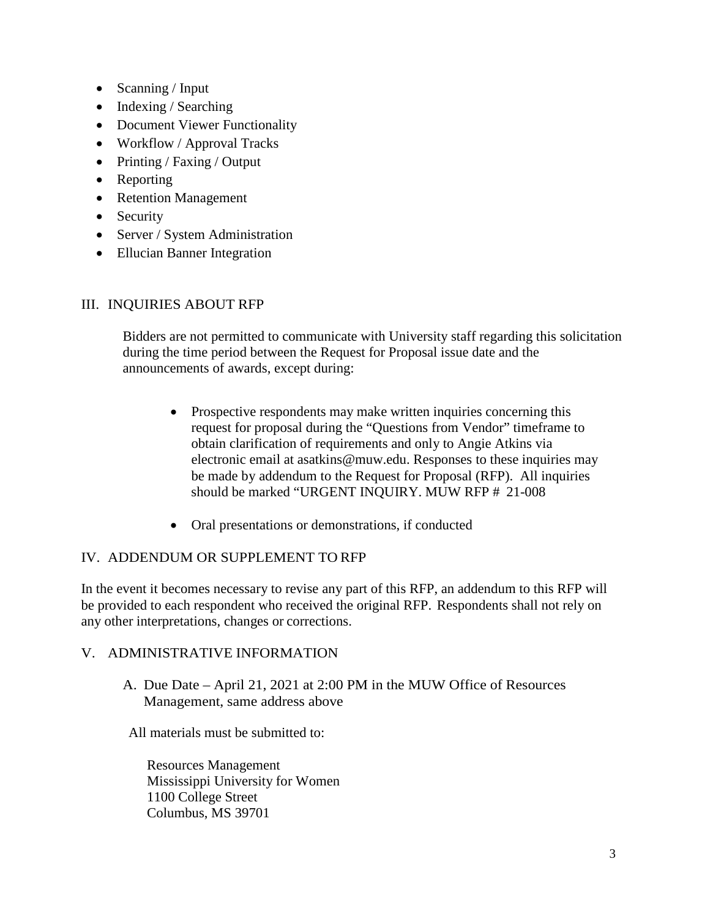- Scanning / Input
- Indexing / Searching
- Document Viewer Functionality
- Workflow / Approval Tracks
- Printing / Faxing / Output
- Reporting
- Retention Management
- Security
- Server / System Administration
- Ellucian Banner Integration

## III. INQUIRIES ABOUT RFP

Bidders are not permitted to communicate with University staff regarding this solicitation during the time period between the Request for Proposal issue date and the announcements of awards, except during:

- Prospective respondents may make written inquiries concerning this request for proposal during the "Questions from Vendor" timeframe to obtain clarification of requirements and only to Angie Atkins via electronic email at asatkins@muw.edu. Responses to these inquiries may be made by addendum to the Request for Proposal (RFP). All inquiries should be marked "URGENT INQUIRY. MUW RFP # 21-008

- Oral presentations or demonstrations, if conducted

## IV. ADDENDUM OR SUPPLEMENT TO RFP

In the event it becomes necessary to revise any part of this RFP, an addendum to this RFP will be provided to each respondent who received the original RFP. Respondents shall not rely on any other interpretations, changes or corrections.

## V. ADMINISTRATIVE INFORMATION

A. Due Date – April 21, 2021 at 2:00 PM in the MUW Office of Resources Management, same address above

All materials must be submitted to:

Resources Management
Mississippi University for Women
1100 College Street
Columbus, MS 39701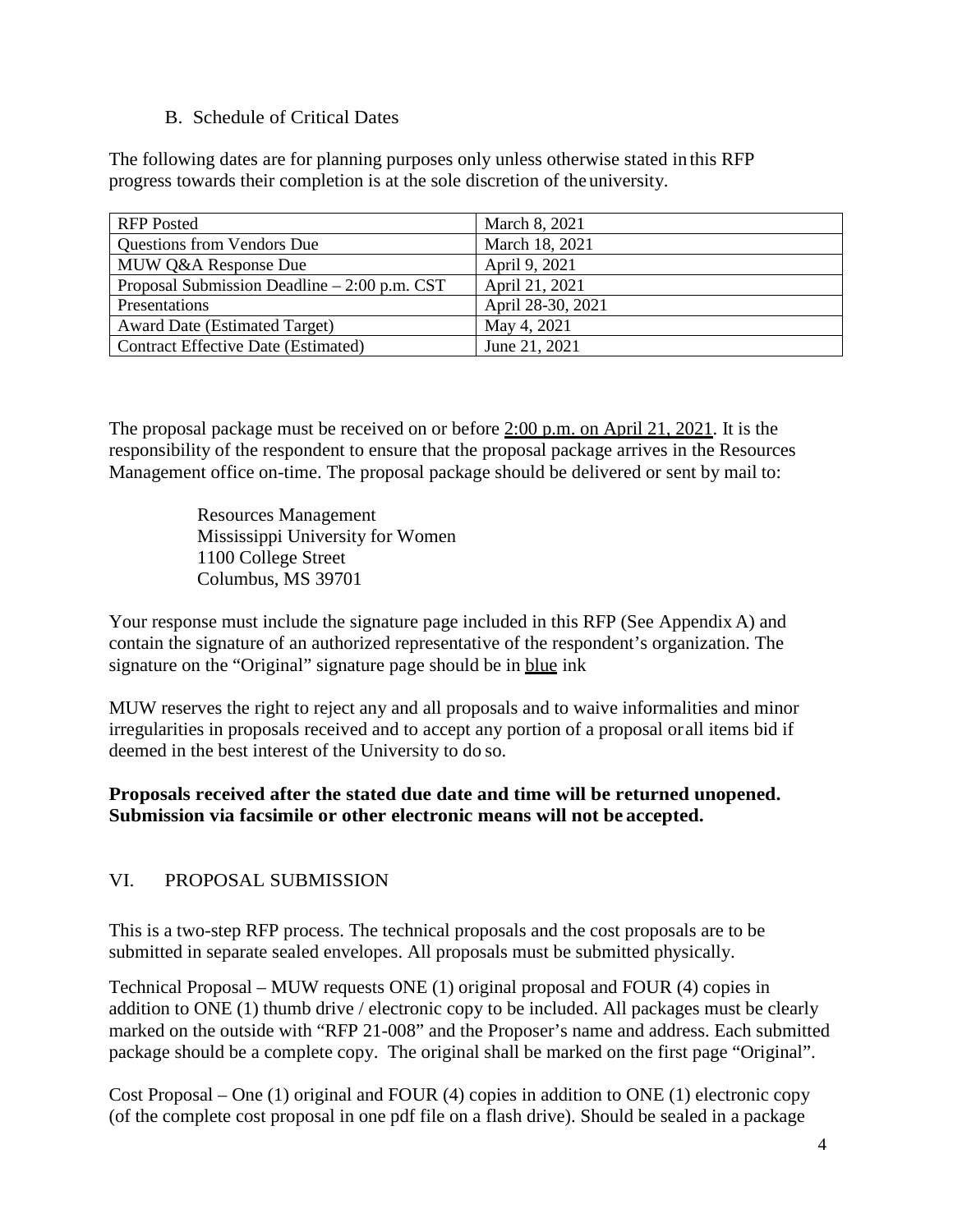### B. Schedule of Critical Dates

The following dates are for planning purposes only unless otherwise stated in this RFP progress towards their completion is at the sole discretion of the university.

| RFP Posted | March 8, 2021 |
|---|---|
| Questions from Vendors Due | March 18, 2021 |
| MUW Q&A Response Due | April 9, 2021 |
| Proposal Submission Deadline – 2:00 p.m. CST | April 21, 2021 |
| Presentations | April 28-30, 2021 |
| Award Date (Estimated Target) | May 4, 2021 |
| Contract Effective Date (Estimated) | June 21, 2021 |

The proposal package must be received on or before <u>2:00 p.m. on April 21, 2021</u>. It is the responsibility of the respondent to ensure that the proposal package arrives in the Resources Management office on-time. The proposal package should be delivered or sent by mail to:

> Resources Management
> Mississippi University for Women
> 1100 College Street
> Columbus, MS 39701

Your response must include the signature page included in this RFP (See Appendix A) and contain the signature of an authorized representative of the respondent's organization. The signature on the "Original" signature page should be in <u>blue</u> ink

MUW reserves the right to reject any and all proposals and to waive informalities and minor irregularities in proposals received and to accept any portion of a proposal or all items bid if deemed in the best interest of the University to do so.

**Proposals received after the stated due date and time will be returned unopened. Submission via facsimile or other electronic means will not be accepted.**

## VI. PROPOSAL SUBMISSION

This is a two-step RFP process. The technical proposals and the cost proposals are to be submitted in separate sealed envelopes. All proposals must be submitted physically.

Technical Proposal – MUW requests ONE (1) original proposal and FOUR (4) copies in addition to ONE (1) thumb drive / electronic copy to be included. All packages must be clearly marked on the outside with "RFP 21-008" and the Proposer's name and address. Each submitted package should be a complete copy. The original shall be marked on the first page "Original".

Cost Proposal – One (1) original and FOUR (4) copies in addition to ONE (1) electronic copy (of the complete cost proposal in one pdf file on a flash drive). Should be sealed in a package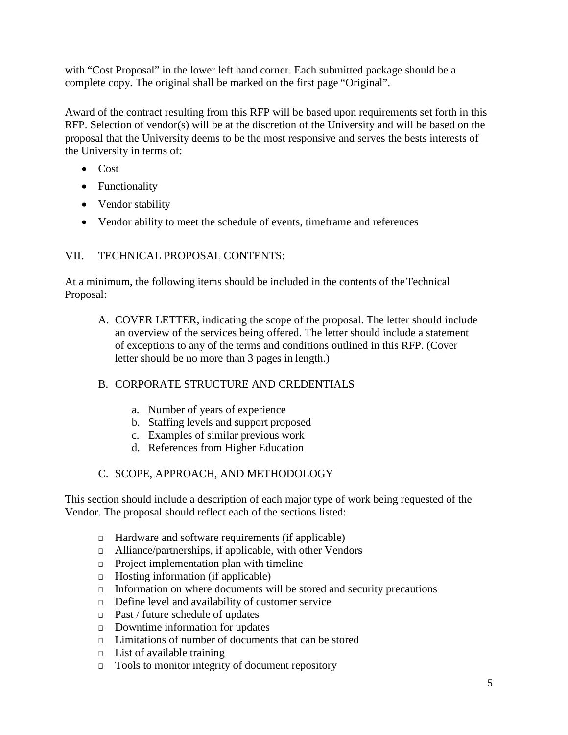with "Cost Proposal" in the lower left hand corner. Each submitted package should be a complete copy. The original shall be marked on the first page "Original".

Award of the contract resulting from this RFP will be based upon requirements set forth in this RFP. Selection of vendor(s) will be at the discretion of the University and will be based on the proposal that the University deems to be the most responsive and serves the bests interests of the University in terms of:

- Cost
- Functionality
- Vendor stability
- Vendor ability to meet the schedule of events, timeframe and references

## VII. TECHNICAL PROPOSAL CONTENTS:

At a minimum, the following items should be included in the contents of the Technical Proposal:

A. COVER LETTER, indicating the scope of the proposal. The letter should include an overview of the services being offered. The letter should include a statement of exceptions to any of the terms and conditions outlined in this RFP. (Cover letter should be no more than 3 pages in length.)

B. CORPORATE STRUCTURE AND CREDENTIALS

   a. Number of years of experience
   b. Staffing levels and support proposed
   c. Examples of similar previous work
   d. References from Higher Education

C. SCOPE, APPROACH, AND METHODOLOGY

This section should include a description of each major type of work being requested of the Vendor. The proposal should reflect each of the sections listed:

- Hardware and software requirements (if applicable)
- Alliance/partnerships, if applicable, with other Vendors
- Project implementation plan with timeline
- Hosting information (if applicable)
- Information on where documents will be stored and security precautions
- Define level and availability of customer service
- Past / future schedule of updates
- Downtime information for updates
- Limitations of number of documents that can be stored
- List of available training
- Tools to monitor integrity of document repository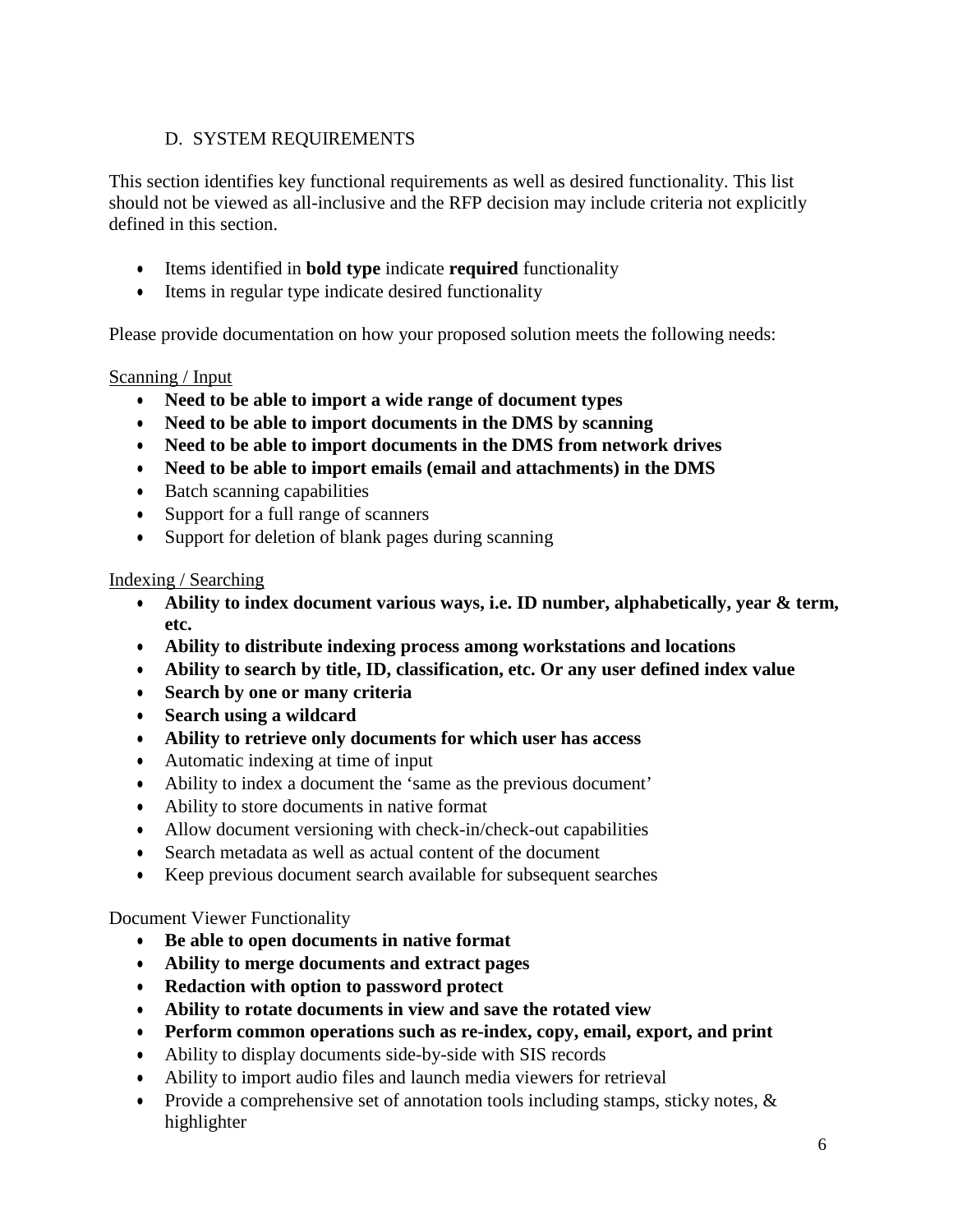## D. SYSTEM REQUIREMENTS

This section identifies key functional requirements as well as desired functionality. This list should not be viewed as all-inclusive and the RFP decision may include criteria not explicitly defined in this section.

- Items identified in **bold type** indicate **required** functionality
- Items in regular type indicate desired functionality

Please provide documentation on how your proposed solution meets the following needs:

Scanning / Input

- **Need to be able to import a wide range of document types**
- **Need to be able to import documents in the DMS by scanning**
- **Need to be able to import documents in the DMS from network drives**
- **Need to be able to import emails (email and attachments) in the DMS**
- Batch scanning capabilities
- Support for a full range of scanners
- Support for deletion of blank pages during scanning

Indexing / Searching

- **Ability to index document various ways, i.e. ID number, alphabetically, year & term, etc.**
- **Ability to distribute indexing process among workstations and locations**
- **Ability to search by title, ID, classification, etc. Or any user defined index value**
- **Search by one or many criteria**
- **Search using a wildcard**
- **Ability to retrieve only documents for which user has access**
- Automatic indexing at time of input
- Ability to index a document the 'same as the previous document'
- Ability to store documents in native format
- Allow document versioning with check-in/check-out capabilities
- Search metadata as well as actual content of the document
- Keep previous document search available for subsequent searches

Document Viewer Functionality

- **Be able to open documents in native format**
- **Ability to merge documents and extract pages**
- **Redaction with option to password protect**
- **Ability to rotate documents in view and save the rotated view**
- **Perform common operations such as re-index, copy, email, export, and print**
- Ability to display documents side-by-side with SIS records
- Ability to import audio files and launch media viewers for retrieval
- Provide a comprehensive set of annotation tools including stamps, sticky notes, & highlighter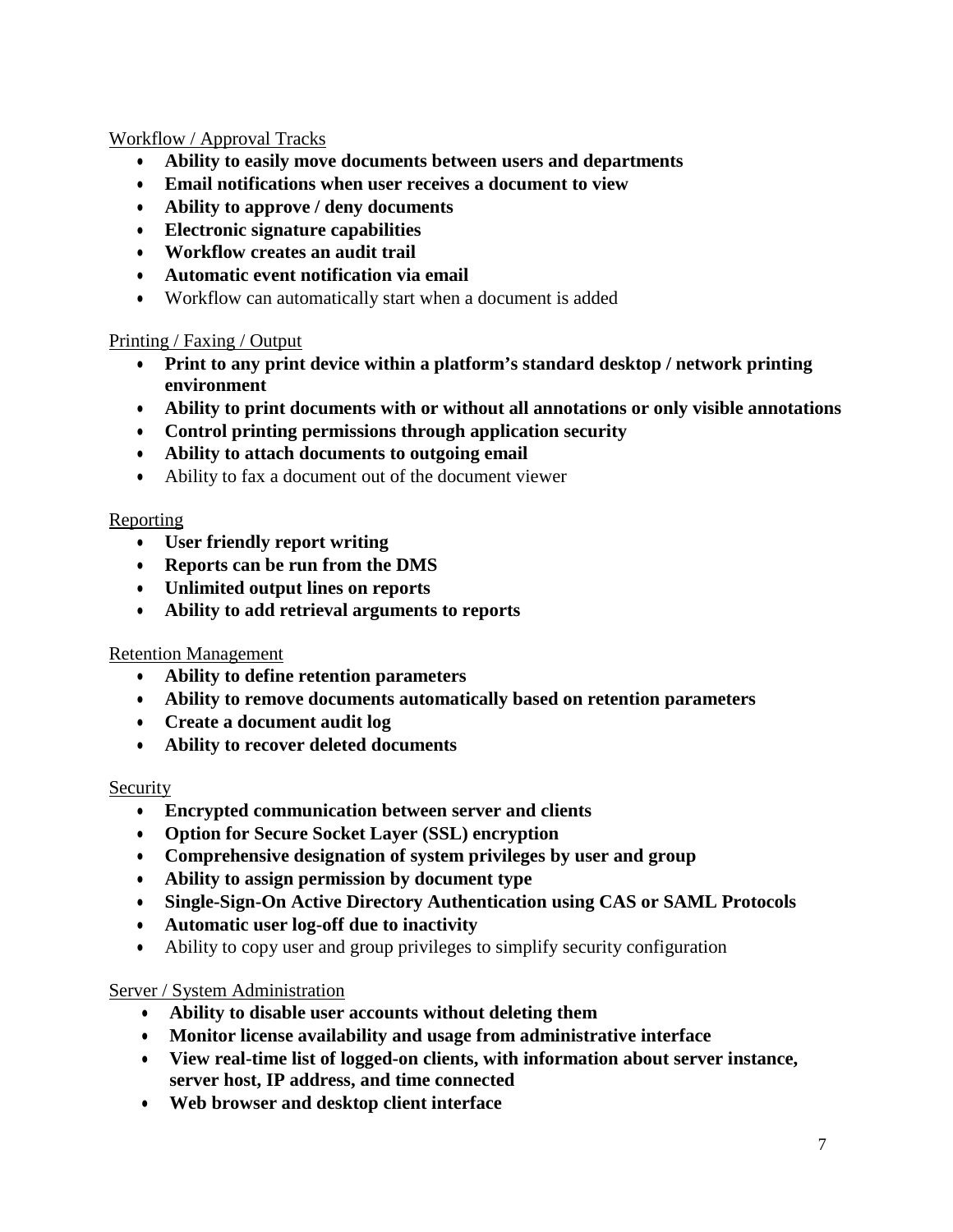<u>Workflow / Approval Tracks</u>

- **Ability to easily move documents between users and departments**
- **Email notifications when user receives a document to view**
- **Ability to approve / deny documents**
- **Electronic signature capabilities**
- **Workflow creates an audit trail**
- **Automatic event notification via email**
- Workflow can automatically start when a document is added

<u>Printing / Faxing / Output</u>

- **Print to any print device within a platform's standard desktop / network printing environment**
- **Ability to print documents with or without all annotations or only visible annotations**
- **Control printing permissions through application security**
- **Ability to attach documents to outgoing email**
- Ability to fax a document out of the document viewer

<u>Reporting</u>

- **User friendly report writing**
- **Reports can be run from the DMS**
- **Unlimited output lines on reports**
- **Ability to add retrieval arguments to reports**

<u>Retention Management</u>

- **Ability to define retention parameters**
- **Ability to remove documents automatically based on retention parameters**
- **Create a document audit log**
- **Ability to recover deleted documents**

<u>Security</u>

- **Encrypted communication between server and clients**
- **Option for Secure Socket Layer (SSL) encryption**
- **Comprehensive designation of system privileges by user and group**
- **Ability to assign permission by document type**
- **Single-Sign-On Active Directory Authentication using CAS or SAML Protocols**
- **Automatic user log-off due to inactivity**
- Ability to copy user and group privileges to simplify security configuration

<u>Server / System Administration</u>

- **Ability to disable user accounts without deleting them**
- **Monitor license availability and usage from administrative interface**
- **View real-time list of logged-on clients, with information about server instance, server host, IP address, and time connected**
- **Web browser and desktop client interface**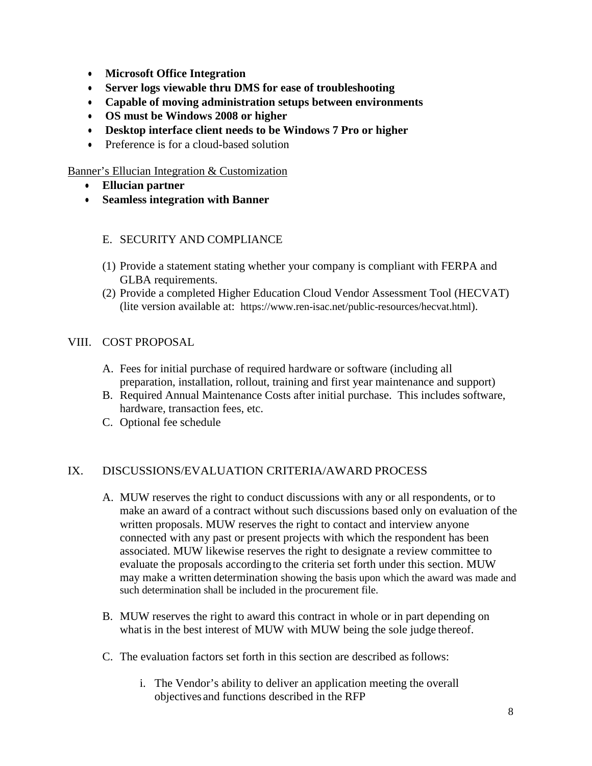- **Microsoft Office Integration**
- **Server logs viewable thru DMS for ease of troubleshooting**
- **Capable of moving administration setups between environments**
- **OS must be Windows 2008 or higher**
- **Desktop interface client needs to be Windows 7 Pro or higher**
- Preference is for a cloud-based solution

<u>Banner's Ellucian Integration & Customization</u>

- **Ellucian partner**
- **Seamless integration with Banner**

E. SECURITY AND COMPLIANCE

(1) Provide a statement stating whether your company is compliant with FERPA and GLBA requirements.

(2) Provide a completed Higher Education Cloud Vendor Assessment Tool (HECVAT) (lite version available at: https://www.ren-isac.net/public-resources/hecvat.html).

## VIII. COST PROPOSAL

A. Fees for initial purchase of required hardware or software (including all preparation, installation, rollout, training and first year maintenance and support)

B. Required Annual Maintenance Costs after initial purchase. This includes software, hardware, transaction fees, etc.

C. Optional fee schedule

## IX. DISCUSSIONS/EVALUATION CRITERIA/AWARD PROCESS

A. MUW reserves the right to conduct discussions with any or all respondents, or to make an award of a contract without such discussions based only on evaluation of the written proposals. MUW reserves the right to contact and interview anyone connected with any past or present projects with which the respondent has been associated. MUW likewise reserves the right to designate a review committee to evaluate the proposals according to the criteria set forth under this section. MUW may make a written determination showing the basis upon which the award was made and such determination shall be included in the procurement file.

B. MUW reserves the right to award this contract in whole or in part depending on what is in the best interest of MUW with MUW being the sole judge thereof.

C. The evaluation factors set forth in this section are described as follows:

i. The Vendor's ability to deliver an application meeting the overall objectives and functions described in the RFP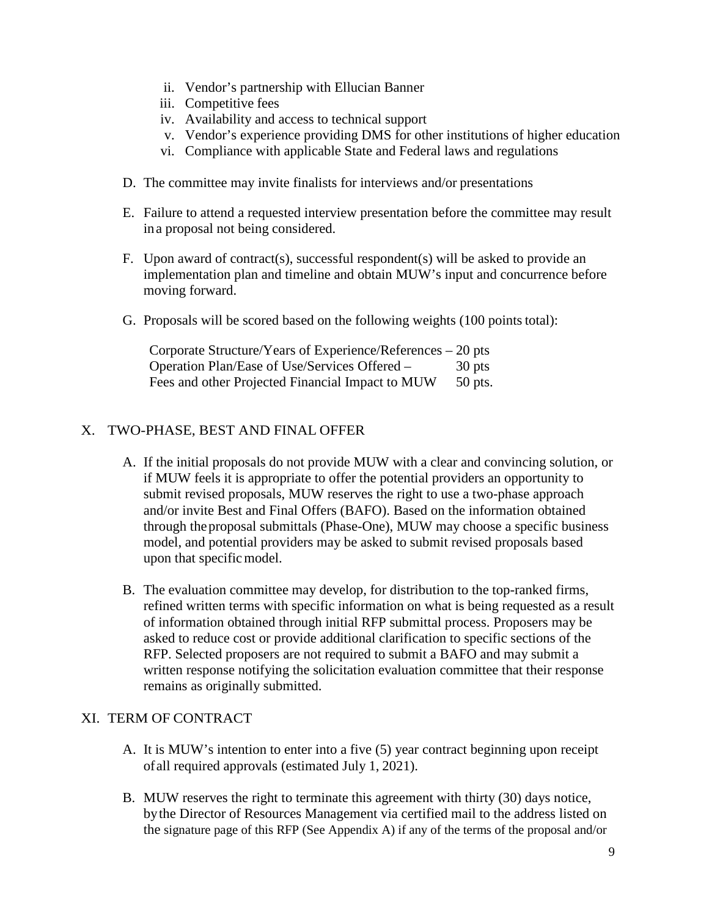ii. Vendor's partnership with Ellucian Banner
iii. Competitive fees
iv. Availability and access to technical support
v. Vendor's experience providing DMS for other institutions of higher education
vi. Compliance with applicable State and Federal laws and regulations

D. The committee may invite finalists for interviews and/or presentations

E. Failure to attend a requested interview presentation before the committee may result in a proposal not being considered.

F. Upon award of contract(s), successful respondent(s) will be asked to provide an implementation plan and timeline and obtain MUW's input and concurrence before moving forward.

G. Proposals will be scored based on the following weights (100 points total):

Corporate Structure/Years of Experience/References – 20 pts
Operation Plan/Ease of Use/Services Offered – 30 pts
Fees and other Projected Financial Impact to MUW 50 pts.

## X. TWO-PHASE, BEST AND FINAL OFFER

A. If the initial proposals do not provide MUW with a clear and convincing solution, or if MUW feels it is appropriate to offer the potential providers an opportunity to submit revised proposals, MUW reserves the right to use a two-phase approach and/or invite Best and Final Offers (BAFO). Based on the information obtained through the proposal submittals (Phase-One), MUW may choose a specific business model, and potential providers may be asked to submit revised proposals based upon that specific model.

B. The evaluation committee may develop, for distribution to the top-ranked firms, refined written terms with specific information on what is being requested as a result of information obtained through initial RFP submittal process. Proposers may be asked to reduce cost or provide additional clarification to specific sections of the RFP. Selected proposers are not required to submit a BAFO and may submit a written response notifying the solicitation evaluation committee that their response remains as originally submitted.

## XI. TERM OF CONTRACT

A. It is MUW's intention to enter into a five (5) year contract beginning upon receipt of all required approvals (estimated July 1, 2021).

B. MUW reserves the right to terminate this agreement with thirty (30) days notice, by the Director of Resources Management via certified mail to the address listed on the signature page of this RFP (See Appendix A) if any of the terms of the proposal and/or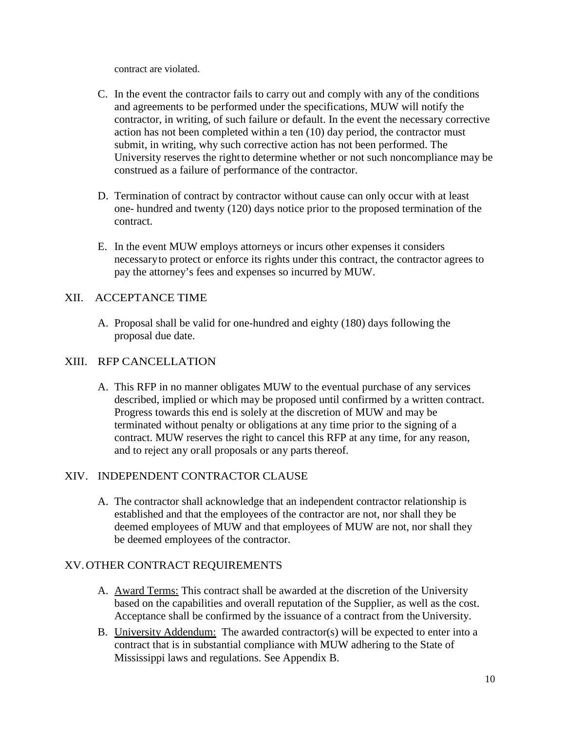contract are violated.

C. In the event the contractor fails to carry out and comply with any of the conditions and agreements to be performed under the specifications, MUW will notify the contractor, in writing, of such failure or default. In the event the necessary corrective action has not been completed within a ten (10) day period, the contractor must submit, in writing, why such corrective action has not been performed. The University reserves the right to determine whether or not such noncompliance may be construed as a failure of performance of the contractor.

D. Termination of contract by contractor without cause can only occur with at least one- hundred and twenty (120) days notice prior to the proposed termination of the contract.

E. In the event MUW employs attorneys or incurs other expenses it considers necessary to protect or enforce its rights under this contract, the contractor agrees to pay the attorney's fees and expenses so incurred by MUW.

## XII. ACCEPTANCE TIME

A. Proposal shall be valid for one-hundred and eighty (180) days following the proposal due date.

## XIII. RFP CANCELLATION

A. This RFP in no manner obligates MUW to the eventual purchase of any services described, implied or which may be proposed until confirmed by a written contract. Progress towards this end is solely at the discretion of MUW and may be terminated without penalty or obligations at any time prior to the signing of a contract. MUW reserves the right to cancel this RFP at any time, for any reason, and to reject any or all proposals or any parts thereof.

## XIV. INDEPENDENT CONTRACTOR CLAUSE

A. The contractor shall acknowledge that an independent contractor relationship is established and that the employees of the contractor are not, nor shall they be deemed employees of MUW and that employees of MUW are not, nor shall they be deemed employees of the contractor.

## XV. OTHER CONTRACT REQUIREMENTS

A. Award Terms: This contract shall be awarded at the discretion of the University based on the capabilities and overall reputation of the Supplier, as well as the cost. Acceptance shall be confirmed by the issuance of a contract from the University.

B. University Addendum: The awarded contractor(s) will be expected to enter into a contract that is in substantial compliance with MUW adhering to the State of Mississippi laws and regulations. See Appendix B.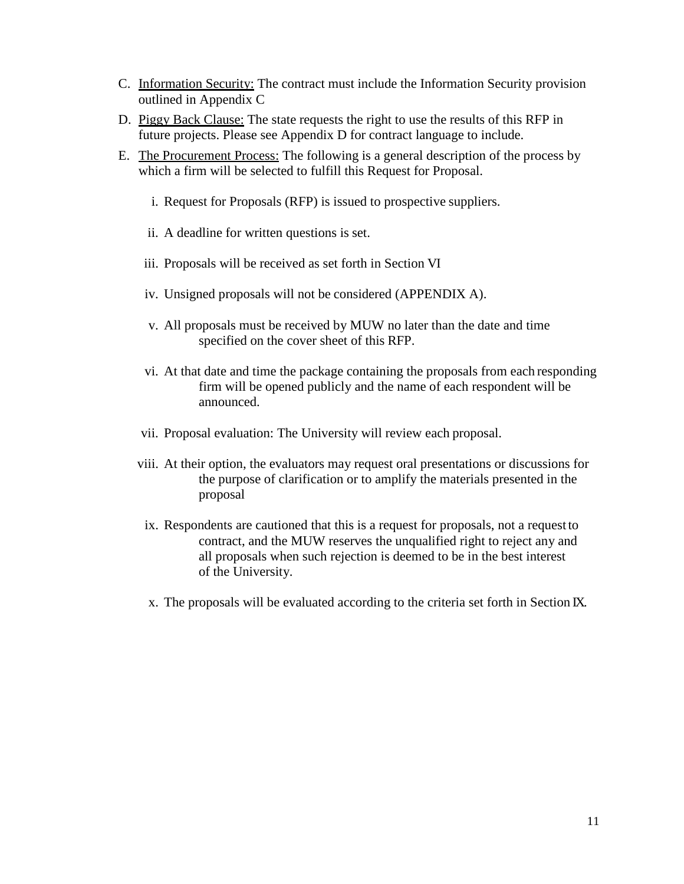C. Information Security: The contract must include the Information Security provision outlined in Appendix C

D. Piggy Back Clause: The state requests the right to use the results of this RFP in future projects. Please see Appendix D for contract language to include.

E. The Procurement Process: The following is a general description of the process by which a firm will be selected to fulfill this Request for Proposal.

   i. Request for Proposals (RFP) is issued to prospective suppliers.

   ii. A deadline for written questions is set.

   iii. Proposals will be received as set forth in Section VI

   iv. Unsigned proposals will not be considered (APPENDIX A).

   v. All proposals must be received by MUW no later than the date and time specified on the cover sheet of this RFP.

   vi. At that date and time the package containing the proposals from each responding firm will be opened publicly and the name of each respondent will be announced.

   vii. Proposal evaluation: The University will review each proposal.

   viii. At their option, the evaluators may request oral presentations or discussions for the purpose of clarification or to amplify the materials presented in the proposal

   ix. Respondents are cautioned that this is a request for proposals, not a request to contract, and the MUW reserves the unqualified right to reject any and all proposals when such rejection is deemed to be in the best interest of the University.

   x. The proposals will be evaluated according to the criteria set forth in Section IX.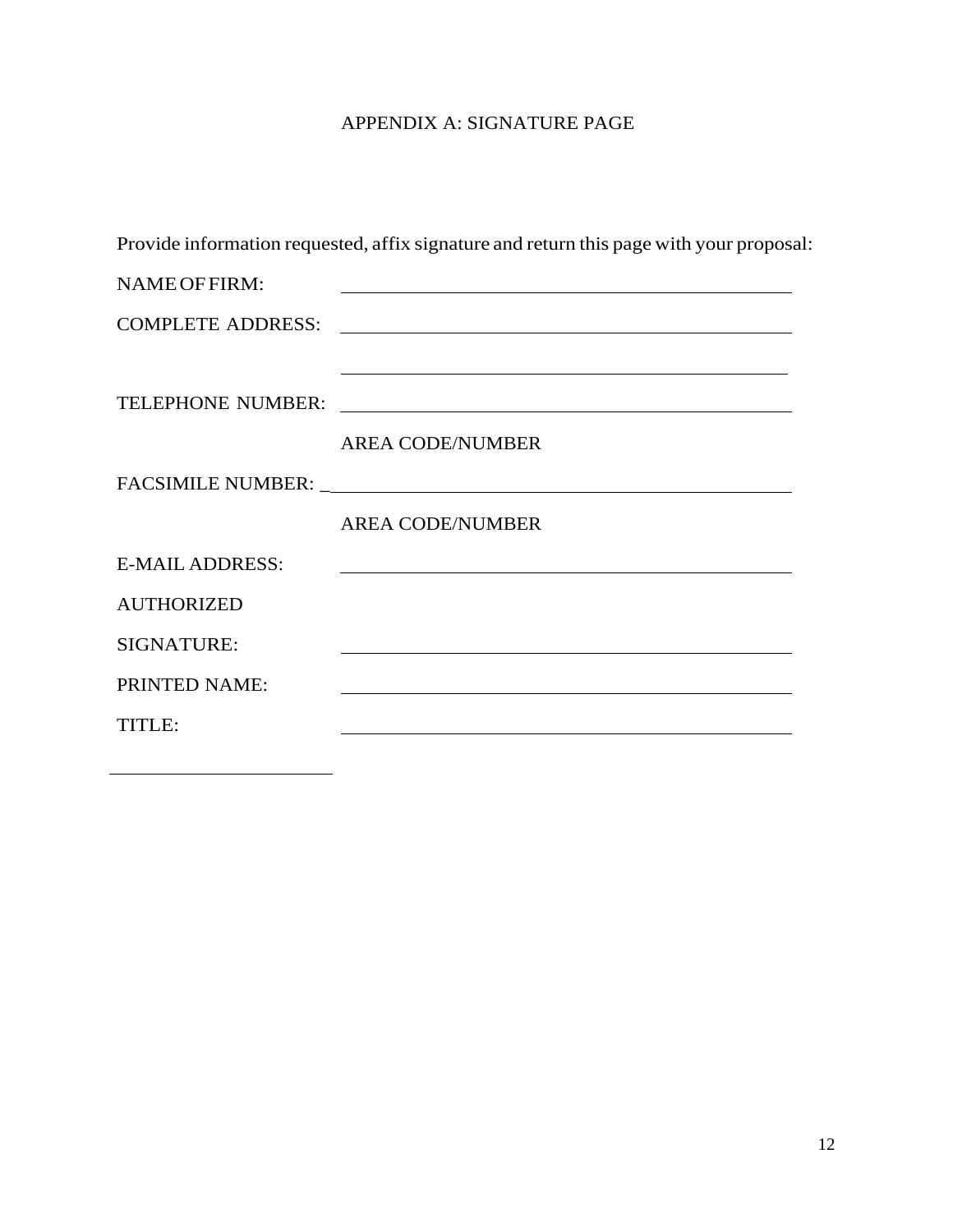# APPENDIX A: SIGNATURE PAGE

Provide information requested, affix signature and return this page with your proposal:

NAME OF FIRM: ______________________________________________

COMPLETE ADDRESS: ______________________________________________

______________________________________________

TELEPHONE NUMBER: ______________________________________________

AREA CODE/NUMBER

FACSIMILE NUMBER: ______________________________________________

AREA CODE/NUMBER

E-MAIL ADDRESS: ______________________________________________

AUTHORIZED

SIGNATURE: ______________________________________________

PRINTED NAME: ______________________________________________

TITLE: ______________________________________________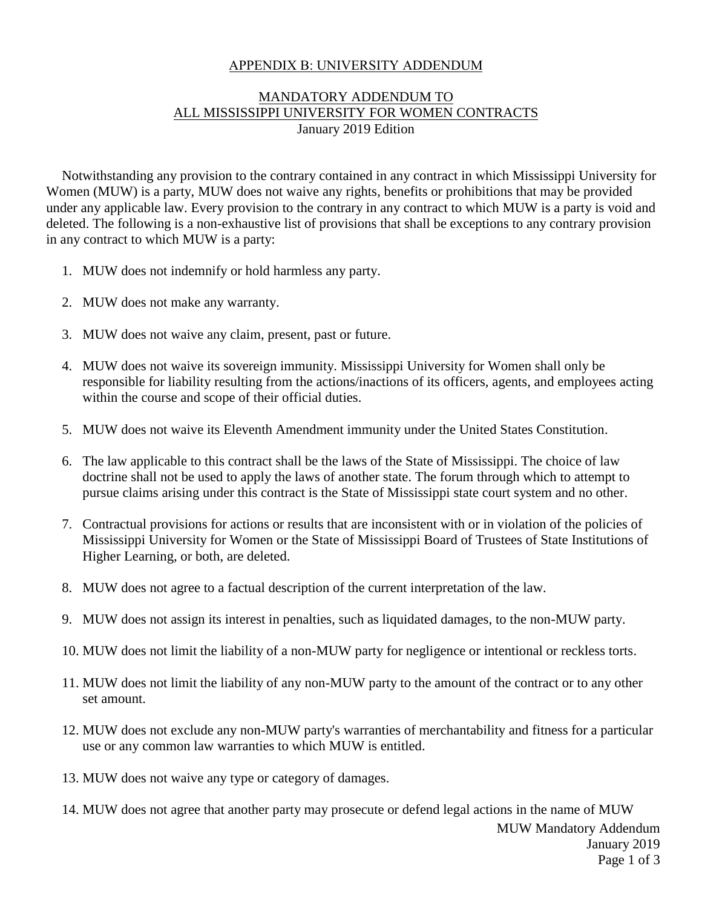# APPENDIX B: UNIVERSITY ADDENDUM

## MANDATORY ADDENDUM TO ALL MISSISSIPPI UNIVERSITY FOR WOMEN CONTRACTS

January 2019 Edition

Notwithstanding any provision to the contrary contained in any contract in which Mississippi University for Women (MUW) is a party, MUW does not waive any rights, benefits or prohibitions that may be provided under any applicable law. Every provision to the contrary in any contract to which MUW is a party is void and deleted. The following is a non-exhaustive list of provisions that shall be exceptions to any contrary provision in any contract to which MUW is a party:

1. MUW does not indemnify or hold harmless any party.
2. MUW does not make any warranty.
3. MUW does not waive any claim, present, past or future.
4. MUW does not waive its sovereign immunity. Mississippi University for Women shall only be responsible for liability resulting from the actions/inactions of its officers, agents, and employees acting within the course and scope of their official duties.
5. MUW does not waive its Eleventh Amendment immunity under the United States Constitution.
6. The law applicable to this contract shall be the laws of the State of Mississippi. The choice of law doctrine shall not be used to apply the laws of another state. The forum through which to attempt to pursue claims arising under this contract is the State of Mississippi state court system and no other.
7. Contractual provisions for actions or results that are inconsistent with or in violation of the policies of Mississippi University for Women or the State of Mississippi Board of Trustees of State Institutions of Higher Learning, or both, are deleted.
8. MUW does not agree to a factual description of the current interpretation of the law.
9. MUW does not assign its interest in penalties, such as liquidated damages, to the non-MUW party.
10. MUW does not limit the liability of a non-MUW party for negligence or intentional or reckless torts.
11. MUW does not limit the liability of any non-MUW party to the amount of the contract or to any other set amount.
12. MUW does not exclude any non-MUW party's warranties of merchantability and fitness for a particular use or any common law warranties to which MUW is entitled.
13. MUW does not waive any type or category of damages.
14. MUW does not agree that another party may prosecute or defend legal actions in the name of MUW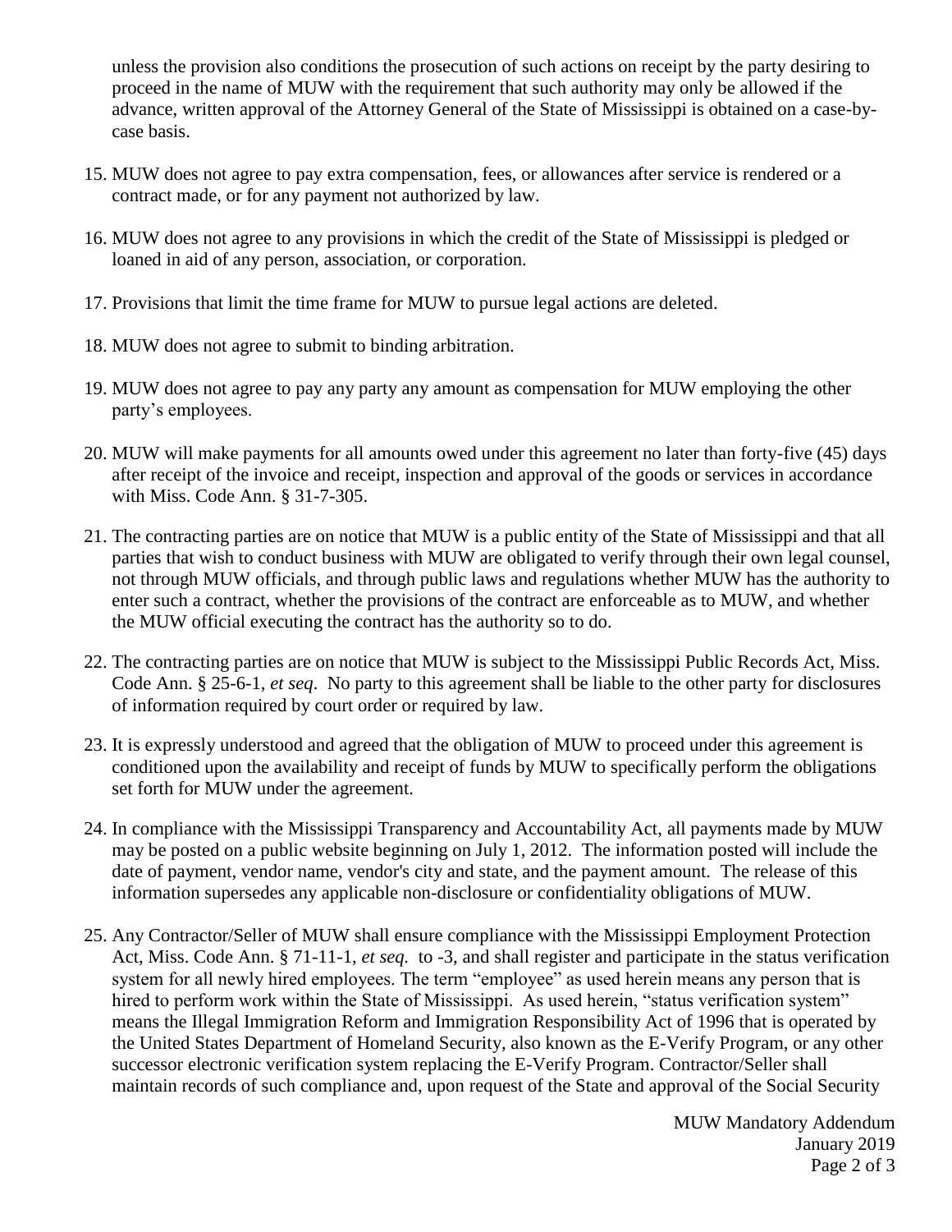unless the provision also conditions the prosecution of such actions on receipt by the party desiring to proceed in the name of MUW with the requirement that such authority may only be allowed if the advance, written approval of the Attorney General of the State of Mississippi is obtained on a case-by-case basis.

15. MUW does not agree to pay extra compensation, fees, or allowances after service is rendered or a contract made, or for any payment not authorized by law.

16. MUW does not agree to any provisions in which the credit of the State of Mississippi is pledged or loaned in aid of any person, association, or corporation.

17. Provisions that limit the time frame for MUW to pursue legal actions are deleted.

18. MUW does not agree to submit to binding arbitration.

19. MUW does not agree to pay any party any amount as compensation for MUW employing the other party's employees.

20. MUW will make payments for all amounts owed under this agreement no later than forty-five (45) days after receipt of the invoice and receipt, inspection and approval of the goods or services in accordance with Miss. Code Ann. § 31-7-305.

21. The contracting parties are on notice that MUW is a public entity of the State of Mississippi and that all parties that wish to conduct business with MUW are obligated to verify through their own legal counsel, not through MUW officials, and through public laws and regulations whether MUW has the authority to enter such a contract, whether the provisions of the contract are enforceable as to MUW, and whether the MUW official executing the contract has the authority so to do.

22. The contracting parties are on notice that MUW is subject to the Mississippi Public Records Act, Miss. Code Ann. § 25-6-1, *et seq*. No party to this agreement shall be liable to the other party for disclosures of information required by court order or required by law.

23. It is expressly understood and agreed that the obligation of MUW to proceed under this agreement is conditioned upon the availability and receipt of funds by MUW to specifically perform the obligations set forth for MUW under the agreement.

24. In compliance with the Mississippi Transparency and Accountability Act, all payments made by MUW may be posted on a public website beginning on July 1, 2012. The information posted will include the date of payment, vendor name, vendor's city and state, and the payment amount. The release of this information supersedes any applicable non-disclosure or confidentiality obligations of MUW.

25. Any Contractor/Seller of MUW shall ensure compliance with the Mississippi Employment Protection Act, Miss. Code Ann. § 71-11-1, *et seq.* to -3, and shall register and participate in the status verification system for all newly hired employees. The term "employee" as used herein means any person that is hired to perform work within the State of Mississippi. As used herein, "status verification system" means the Illegal Immigration Reform and Immigration Responsibility Act of 1996 that is operated by the United States Department of Homeland Security, also known as the E-Verify Program, or any other successor electronic verification system replacing the E-Verify Program. Contractor/Seller shall maintain records of such compliance and, upon request of the State and approval of the Social Security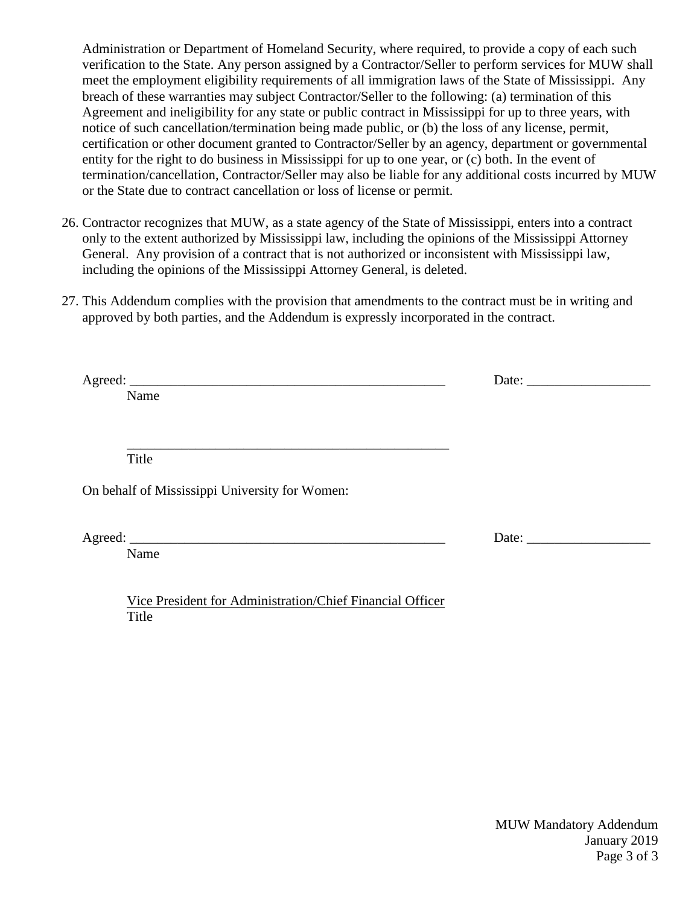Administration or Department of Homeland Security, where required, to provide a copy of each such verification to the State. Any person assigned by a Contractor/Seller to perform services for MUW shall meet the employment eligibility requirements of all immigration laws of the State of Mississippi. Any breach of these warranties may subject Contractor/Seller to the following: (a) termination of this Agreement and ineligibility for any state or public contract in Mississippi for up to three years, with notice of such cancellation/termination being made public, or (b) the loss of any license, permit, certification or other document granted to Contractor/Seller by an agency, department or governmental entity for the right to do business in Mississippi for up to one year, or (c) both. In the event of termination/cancellation, Contractor/Seller may also be liable for any additional costs incurred by MUW or the State due to contract cancellation or loss of license or permit.

26. Contractor recognizes that MUW, as a state agency of the State of Mississippi, enters into a contract only to the extent authorized by Mississippi law, including the opinions of the Mississippi Attorney General. Any provision of a contract that is not authorized or inconsistent with Mississippi law, including the opinions of the Mississippi Attorney General, is deleted.

27. This Addendum complies with the provision that amendments to the contract must be in writing and approved by both parties, and the Addendum is expressly incorporated in the contract.

Agreed: ________________________________________________ Date: __________________
Name

________________________________________________
Title

On behalf of Mississippi University for Women:

Agreed: ________________________________________________ Date: __________________
Name

Vice President for Administration/Chief Financial Officer
Title

MUW Mandatory Addendum
January 2019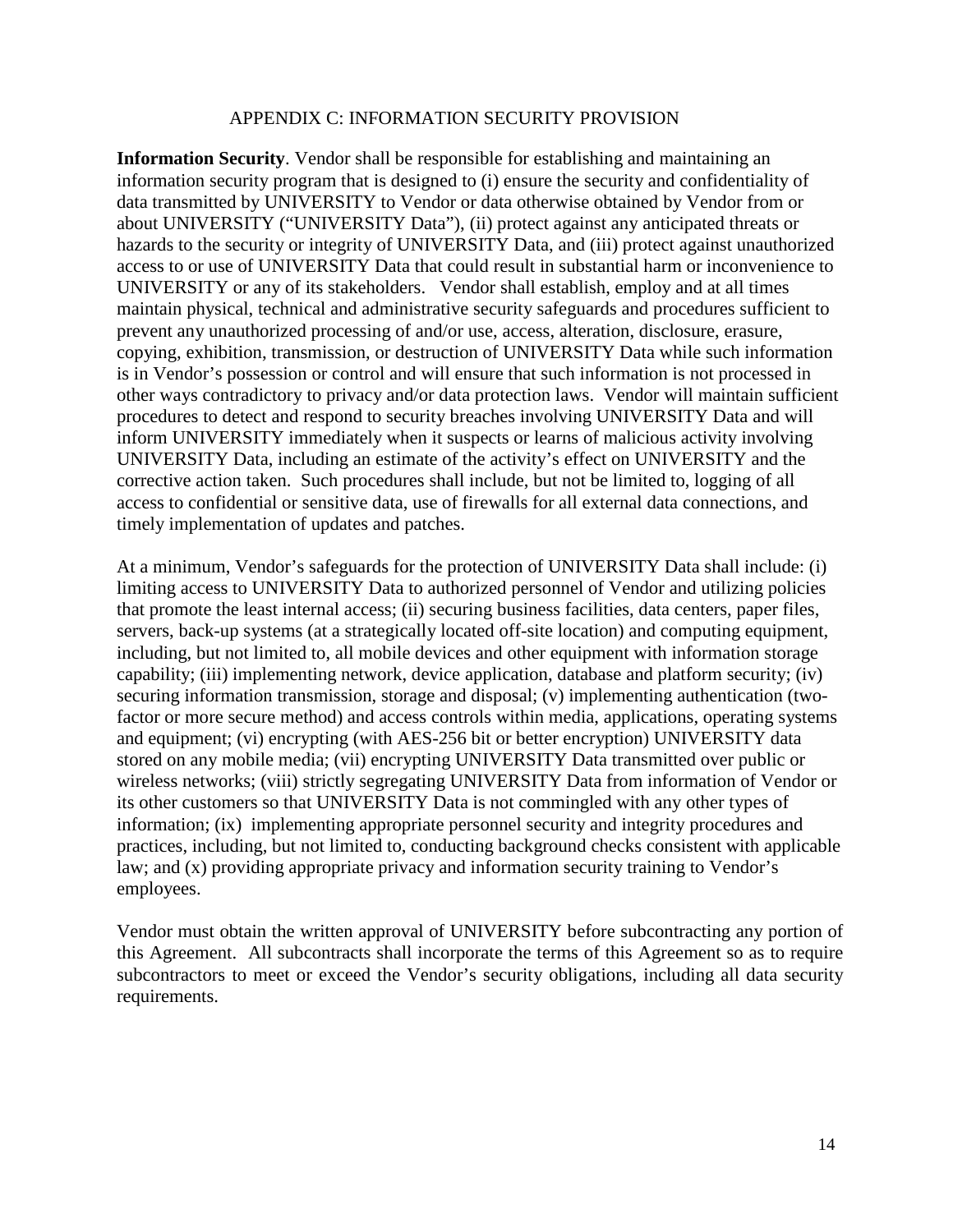## APPENDIX C: INFORMATION SECURITY PROVISION

**Information Security**. Vendor shall be responsible for establishing and maintaining an information security program that is designed to (i) ensure the security and confidentiality of data transmitted by UNIVERSITY to Vendor or data otherwise obtained by Vendor from or about UNIVERSITY ("UNIVERSITY Data"), (ii) protect against any anticipated threats or hazards to the security or integrity of UNIVERSITY Data, and (iii) protect against unauthorized access to or use of UNIVERSITY Data that could result in substantial harm or inconvenience to UNIVERSITY or any of its stakeholders. Vendor shall establish, employ and at all times maintain physical, technical and administrative security safeguards and procedures sufficient to prevent any unauthorized processing of and/or use, access, alteration, disclosure, erasure, copying, exhibition, transmission, or destruction of UNIVERSITY Data while such information is in Vendor's possession or control and will ensure that such information is not processed in other ways contradictory to privacy and/or data protection laws. Vendor will maintain sufficient procedures to detect and respond to security breaches involving UNIVERSITY Data and will inform UNIVERSITY immediately when it suspects or learns of malicious activity involving UNIVERSITY Data, including an estimate of the activity's effect on UNIVERSITY and the corrective action taken. Such procedures shall include, but not be limited to, logging of all access to confidential or sensitive data, use of firewalls for all external data connections, and timely implementation of updates and patches.

At a minimum, Vendor's safeguards for the protection of UNIVERSITY Data shall include: (i) limiting access to UNIVERSITY Data to authorized personnel of Vendor and utilizing policies that promote the least internal access; (ii) securing business facilities, data centers, paper files, servers, back-up systems (at a strategically located off-site location) and computing equipment, including, but not limited to, all mobile devices and other equipment with information storage capability; (iii) implementing network, device application, database and platform security; (iv) securing information transmission, storage and disposal; (v) implementing authentication (two-factor or more secure method) and access controls within media, applications, operating systems and equipment; (vi) encrypting (with AES-256 bit or better encryption) UNIVERSITY data stored on any mobile media; (vii) encrypting UNIVERSITY Data transmitted over public or wireless networks; (viii) strictly segregating UNIVERSITY Data from information of Vendor or its other customers so that UNIVERSITY Data is not commingled with any other types of information; (ix) implementing appropriate personnel security and integrity procedures and practices, including, but not limited to, conducting background checks consistent with applicable law; and (x) providing appropriate privacy and information security training to Vendor's employees.

Vendor must obtain the written approval of UNIVERSITY before subcontracting any portion of this Agreement. All subcontracts shall incorporate the terms of this Agreement so as to require subcontractors to meet or exceed the Vendor's security obligations, including all data security requirements.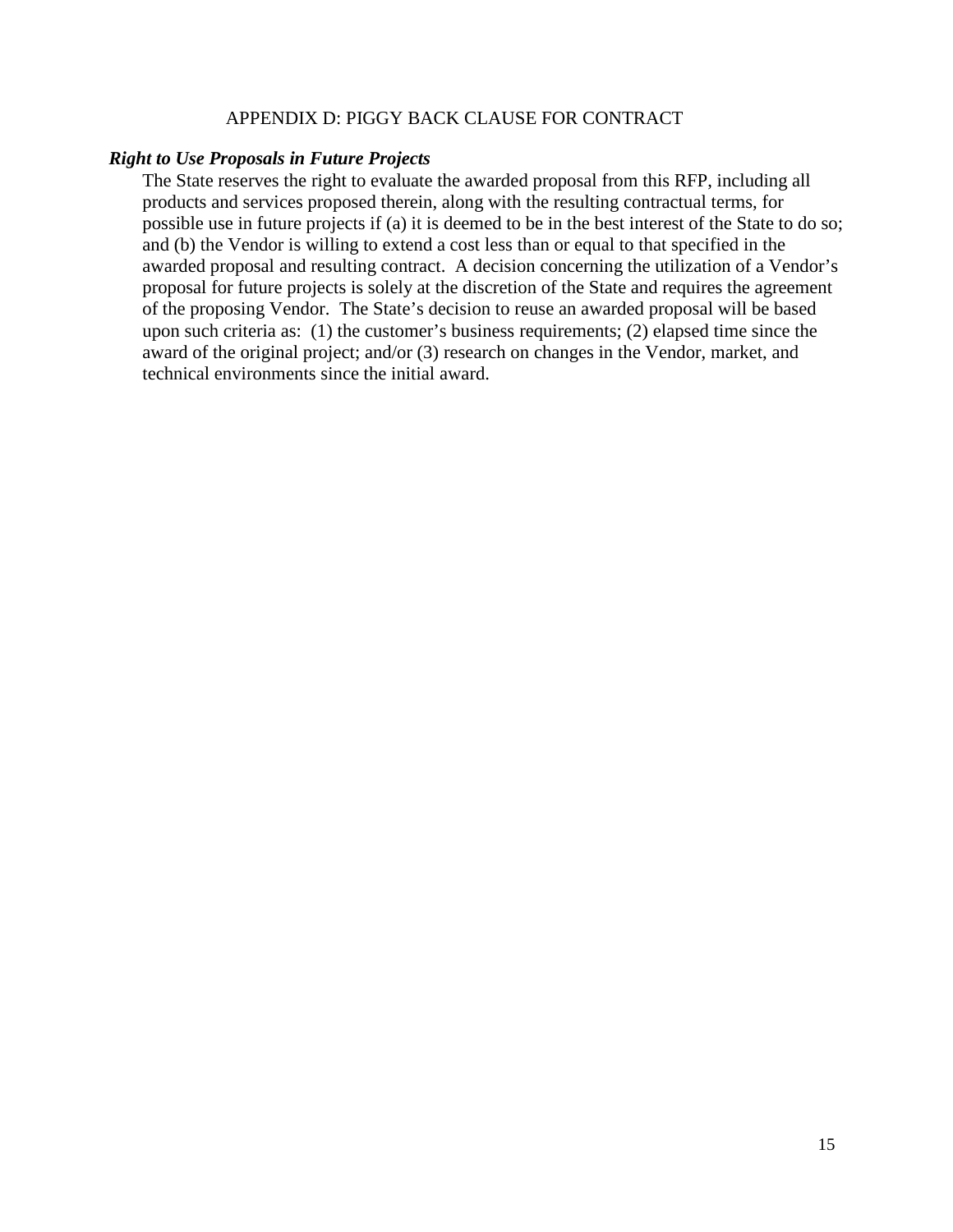# APPENDIX D: PIGGY BACK CLAUSE FOR CONTRACT

***Right to Use Proposals in Future Projects***

The State reserves the right to evaluate the awarded proposal from this RFP, including all products and services proposed therein, along with the resulting contractual terms, for possible use in future projects if (a) it is deemed to be in the best interest of the State to do so; and (b) the Vendor is willing to extend a cost less than or equal to that specified in the awarded proposal and resulting contract. A decision concerning the utilization of a Vendor's proposal for future projects is solely at the discretion of the State and requires the agreement of the proposing Vendor. The State's decision to reuse an awarded proposal will be based upon such criteria as: (1) the customer's business requirements; (2) elapsed time since the award of the original project; and/or (3) research on changes in the Vendor, market, and technical environments since the initial award.